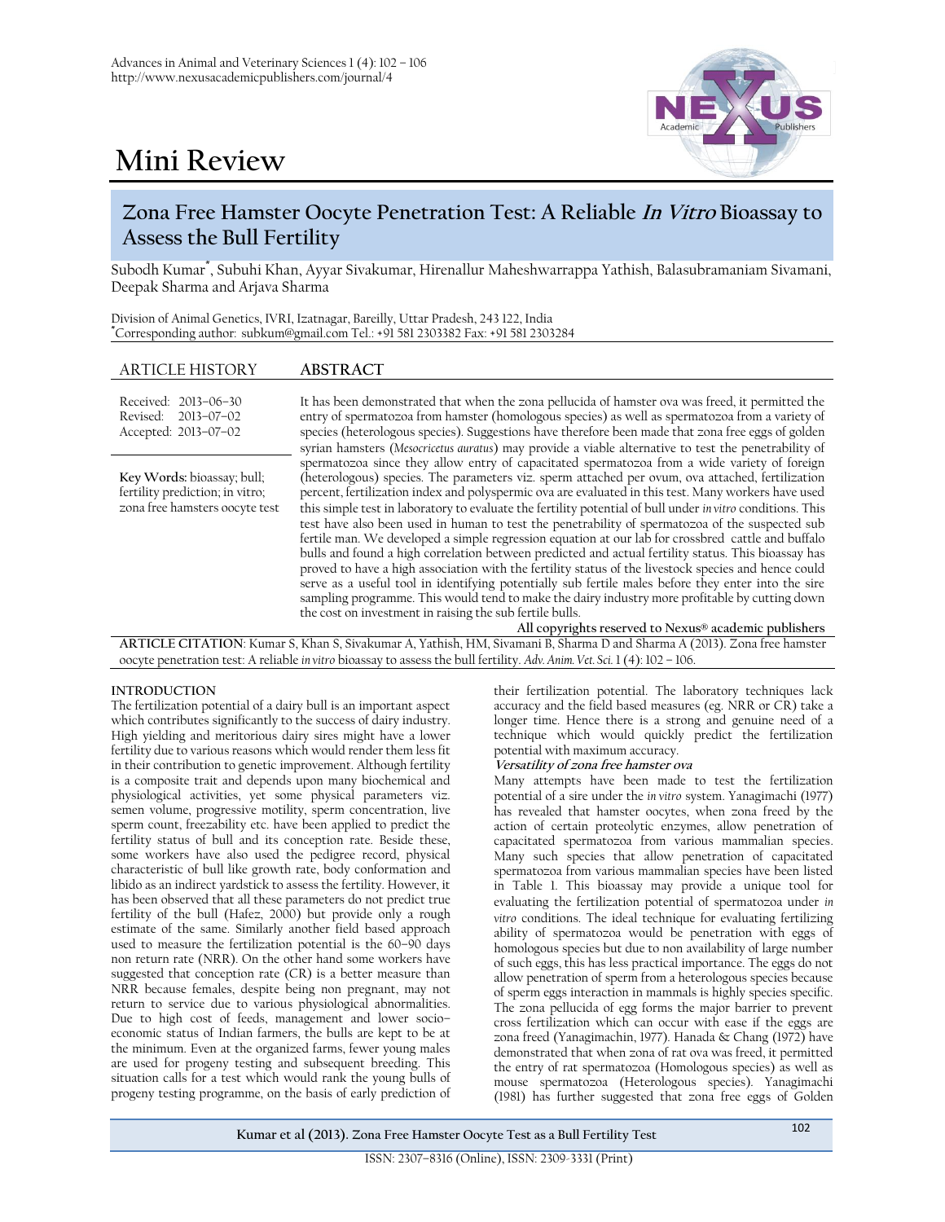# Mini Review

## Zona Free Hamster Oocyte Penetration Test: A Reliable *In Vitro* Bioassay to Assess the Bull Fertility

Subodh Kumar*, Subuhi Khan, Ayyar Sivakumar, Hirenallur Maheshwarrappa Yathish, Balasubramaniam Sivamani, Deepak Sharma and Arjava Sharma

Division of Animal Genetics, IVRI, Izatnagar, Bareilly, Uttar Pradesh, 243 122, India
*Corresponding author: subkum@gmail.com Tel.: +91 581 2303382 Fax: +91 581 2303284

### ARTICLE HISTORY

Received: 2013–06–30
Revised: 2013–07–02
Accepted: 2013–07–02

**Key Words:** bioassay; bull; fertility prediction; in vitro; zona free hamsters oocyte test

### ABSTRACT

It has been demonstrated that when the zona pellucida of hamster ova was freed, it permitted the entry of spermatozoa from hamster (homologous species) as well as spermatozoa from a variety of species (heterologous species). Suggestions have therefore been made that zona free eggs of golden syrian hamsters (*Mesocricetus auratus*) may provide a viable alternative to test the penetrability of spermatozoa since they allow entry of capacitated spermatozoa from a wide variety of foreign (heterologous) species. The parameters viz. sperm attached per ovum, ova attached, fertilization percent, fertilization index and polyspermic ova are evaluated in this test. Many workers have used this simple test in laboratory to evaluate the fertility potential of bull under *in vitro* conditions. This test have also been used in human to test the penetrability of spermatozoa of the suspected sub fertile man. We developed a simple regression equation at our lab for crossbred cattle and buffalo bulls and found a high correlation between predicted and actual fertility status. This bioassay has proved to have a high association with the fertility status of the livestock species and hence could serve as a useful tool in identifying potentially sub fertile males before they enter into the sire sampling programme. This would tend to make the dairy industry more profitable by cutting down the cost on investment in raising the sub fertile bulls.

**All copyrights reserved to Nexus® academic publishers**

**ARTICLE CITATION**: Kumar S, Khan S, Sivakumar A, Yathish, HM, Sivamani B, Sharma D and Sharma A (2013). Zona free hamster oocyte penetration test: A reliable *in vitro* bioassay to assess the bull fertility. *Adv. Anim. Vet. Sci.* 1 (4): 102 – 106.

### INTRODUCTION

The fertilization potential of a dairy bull is an important aspect which contributes significantly to the success of dairy industry. High yielding and meritorious dairy sires might have a lower fertility due to various reasons which would render them less fit in their contribution to genetic improvement. Although fertility is a composite trait and depends upon many biochemical and physiological activities, yet some physical parameters viz. semen volume, progressive motility, sperm concentration, live sperm count, freezability etc. have been applied to predict the fertility status of bull and its conception rate. Beside these, some workers have also used the pedigree record, physical characteristic of bull like growth rate, body conformation and libido as an indirect yardstick to assess the fertility. However, it has been observed that all these parameters do not predict true fertility of the bull (Hafez, 2000) but provide only a rough estimate of the same. Similarly another field based approach used to measure the fertilization potential is the 60–90 days non return rate (NRR). On the other hand some workers have suggested that conception rate (CR) is a better measure than NRR because females, despite being non pregnant, may not return to service due to various physiological abnormalities. Due to high cost of feeds, management and lower socio–economic status of Indian farmers, the bulls are kept to be at the minimum. Even at the organized farms, fewer young males are used for progeny testing and subsequent breeding. This situation calls for a test which would rank the young bulls of progeny testing programme, on the basis of early prediction of their fertilization potential. The laboratory techniques lack accuracy and the field based measures (eg. NRR or CR) take a longer time. Hence there is a strong and genuine need of a technique which would quickly predict the fertilization potential with maximum accuracy.

#### *Versatility of zona free hamster ova*

Many attempts have been made to test the fertilization potential of a sire under the *in vitro* system. Yanagimachi (1977) has revealed that hamster oocytes, when zona freed by the action of certain proteolytic enzymes, allow penetration of capacitated spermatozoa from various mammalian species. Many such species that allow penetration of capacitated spermatozoa from various mammalian species have been listed in Table 1. This bioassay may provide a unique tool for evaluating the fertilization potential of spermatozoa under *in vitro* conditions. The ideal technique for evaluating fertilizing ability of spermatozoa would be penetration with eggs of homologous species but due to non availability of large number of such eggs, this has less practical importance. The eggs do not allow penetration of sperm from a heterologous species because of sperm eggs interaction in mammals is highly species specific. The zona pellucida of egg forms the major barrier to prevent cross fertilization which can occur with ease if the eggs are zona freed (Yanagimachin, 1977). Hanada & Chang (1972) have demonstrated that when zona of rat ova was freed, it permitted the entry of rat spermatozoa (Homologous species) as well as mouse spermatozoa (Heterologous species). Yanagimachi (1981) has further suggested that zona free eggs of Golden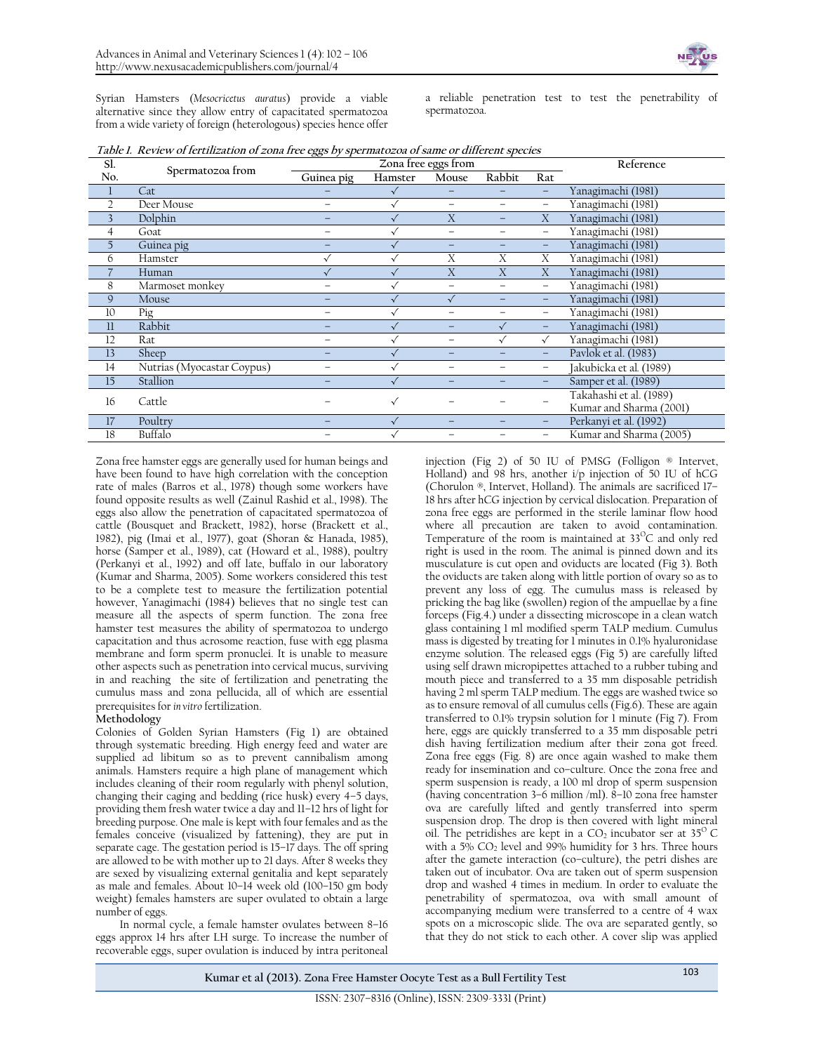Syrian Hamsters (*Mesocricetus auratus*) provide a viable alternative since they allow entry of capacitated spermatozoa from a wide variety of foreign (heterologous) species hence offer a reliable penetration test to test the penetrability of spermatozoa.

***Table 1. Review of fertilization of zona free eggs by spermatozoa of same or different species***

| Sl. No. | Spermatozoa from | Zona free eggs from | | | | | Reference |
|---|---|---|---|---|---|---|---|
| | | Guinea pig | Hamster | Mouse | Rabbit | Rat | |
| 1 | Cat | – | ✓ | – | – | – | Yanagimachi (1981) |
| 2 | Deer Mouse | – | ✓ | – | – | – | Yanagimachi (1981) |
| 3 | Dolphin | – | ✓ | X | – | X | Yanagimachi (1981) |
| 4 | Goat | – | ✓ | – | – | – | Yanagimachi (1981) |
| 5 | Guinea pig | – | ✓ | – | – | – | Yanagimachi (1981) |
| 6 | Hamster | ✓ | ✓ | X | X | X | Yanagimachi (1981) |
| 7 | Human | ✓ | ✓ | X | X | X | Yanagimachi (1981) |
| 8 | Marmoset monkey | – | ✓ | – | – | – | Yanagimachi (1981) |
| 9 | Mouse | – | ✓ | ✓ | – | – | Yanagimachi (1981) |
| 10 | Pig | – | ✓ | – | – | – | Yanagimachi (1981) |
| 11 | Rabbit | – | ✓ | – | ✓ | – | Yanagimachi (1981) |
| 12 | Rat | – | ✓ | – | ✓ | ✓ | Yanagimachi (1981) |
| 13 | Sheep | – | ✓ | – | – | – | Pavlok et al. (1983) |
| 14 | Nutrias (Myocastar Coypus) | – | ✓ | – | – | – | Jakubicka et al. (1989) |
| 15 | Stallion | – | ✓ | – | – | – | Samper et al. (1989) |
| 16 | Cattle | – | ✓ | – | – | – | Takahashi et al. (1989) Kumar and Sharma (2001) |
| 17 | Poultry | – | ✓ | – | – | – | Perkanyi et al. (1992) |
| 18 | Buffalo | – | ✓ | – | – | – | Kumar and Sharma (2005) |

Zona free hamster eggs are generally used for human beings and have been found to have high correlation with the conception rate of males (Barros et al., 1978) though some workers have found opposite results as well (Zainul Rashid et al., 1998). The eggs also allow the penetration of capacitated spermatozoa of cattle (Bousquet and Brackett, 1982), horse (Brackett et al., 1982), pig (Imai et al., 1977), goat (Shoran & Hanada, 1985), horse (Samper et al., 1989), cat (Howard et al., 1988), poultry (Perkanyi et al., 1992) and off late, buffalo in our laboratory (Kumar and Sharma, 2005). Some workers considered this test to be a complete test to measure the fertilization potential however, Yanagimachi (1984) believes that no single test can measure all the aspects of sperm function. The zona free hamster test measures the ability of spermatozoa to undergo capacitation and thus acrosome reaction, fuse with egg plasma membrane and form sperm pronuclei. It is unable to measure other aspects such as penetration into cervical mucus, surviving in and reaching the site of fertilization and penetrating the cumulus mass and zona pellucida, all of which are essential prerequisites for *in vitro* fertilization.

**Methodology**

Colonies of Golden Syrian Hamsters (Fig 1) are obtained through systematic breeding. High energy feed and water are supplied ad libitum so as to prevent cannibalism among animals. Hamsters require a high plane of management which includes cleaning of their room regularly with phenyl solution, changing their caging and bedding (rice husk) every 4–5 days, providing them fresh water twice a day and 11–12 hrs of light for breeding purpose. One male is kept with four females and as the females conceive (visualized by fattening), they are put in separate cage. The gestation period is 15–17 days. The off spring are allowed to be with mother up to 21 days. After 8 weeks they are sexed by visualizing external genitalia and kept separately as male and females. About 10–14 week old (100–150 gm body weight) females hamsters are super ovulated to obtain a large number of eggs.

In normal cycle, a female hamster ovulates between 8–16 eggs approx 14 hrs after LH surge. To increase the number of recoverable eggs, super ovulation is induced by intra peritoneal injection (Fig 2) of 50 IU of PMSG (Folligon ® Intervet, Holland) and 98 hrs, another i/p injection of 50 IU of hCG (Chorulon ®, Intervet, Holland). The animals are sacrificed 17–18 hrs after hCG injection by cervical dislocation. Preparation of zona free eggs are performed in the sterile laminar flow hood where all precaution are taken to avoid contamination. Temperature of the room is maintained at 33$^{O}$C and only red right is used in the room. The animal is pinned down and its musculature is cut open and oviducts are located (Fig 3). Both the oviducts are taken along with little portion of ovary so as to prevent any loss of egg. The cumulus mass is released by pricking the bag like (swollen) region of the ampuellae by a fine forceps (Fig.4.) under a dissecting microscope in a clean watch glass containing 1 ml modified sperm TALP medium. Cumulus mass is digested by treating for 1 minutes in 0.1% hyaluronidase enzyme solution. The released eggs (Fig 5) are carefully lifted using self drawn micropipettes attached to a rubber tubing and mouth piece and transferred to a 35 mm disposable petridish having 2 ml sperm TALP medium. The eggs are washed twice so as to ensure removal of all cumulus cells (Fig.6). These are again transferred to 0.1% trypsin solution for 1 minute (Fig 7). From here, eggs are quickly transferred to a 35 mm disposable petri dish having fertilization medium after their zona got freed. Zona free eggs (Fig. 8) are once again washed to make them ready for insemination and co–culture. Once the zona free and sperm suspension is ready, a 100 ml drop of sperm suspension (having concentration 3–6 million /ml). 8–10 zona free hamster ova are carefully lifted and gently transferred into sperm suspension drop. The drop is then covered with light mineral oil. The petridishes are kept in a $CO_2$ incubator ser at 35$^{O}$ C with a 5% $CO_2$ level and 99% humidity for 3 hrs. Three hours after the gamete interaction (co–culture), the petri dishes are taken out of incubator. Ova are taken out of sperm suspension drop and washed 4 times in medium. In order to evaluate the penetrability of spermatozoa, ova with small amount of accompanying medium were transferred to a centre of 4 wax spots on a microscopic slide. The ova are separated gently, so that they do not stick to each other. A cover slip was applied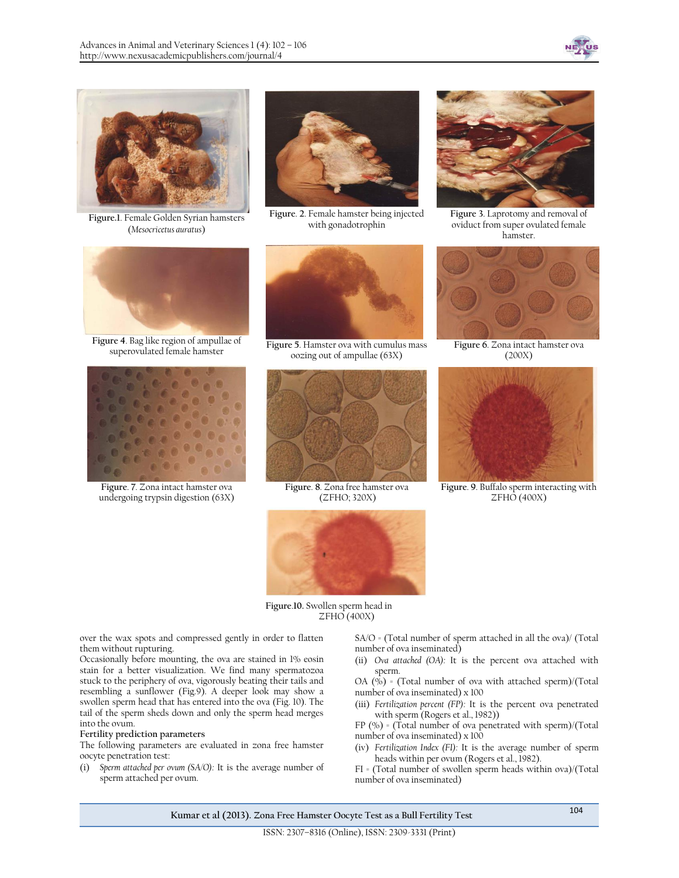Figure.1. Female Golden Syrian hamsters (*Mesocricetus auratus*)

Figure. 2. Female hamster being injected with gonadotrophin

Figure 3. Laprotomy and removal of oviduct from super ovulated female hamster.

Figure 4. Bag like region of ampullae of superovulated female hamster

Figure 5. Hamster ova with cumulus mass oozing out of ampullae (63X)

Figure 6. Zona intact hamster ova (200X)

Figure. 7. Zona intact hamster ova undergoing trypsin digestion (63X)

Figure. 8. Zona free hamster ova (ZFHO; 320X)

Figure. 9. Buffalo sperm interacting with ZFHO (400X)

Figure.10. Swollen sperm head in ZFHO (400X)

over the wax spots and compressed gently in order to flatten them without rupturing.

Occasionally before mounting, the ova are stained in 1% eosin stain for a better visualization. We find many spermatozoa stuck to the periphery of ova, vigorously beating their tails and resembling a sunflower (Fig.9). A deeper look may show a swollen sperm head that has entered into the ova (Fig. 10). The tail of the sperm sheds down and only the sperm head merges into the ovum.

**Fertility prediction parameters**

The following parameters are evaluated in zona free hamster oocyte penetration test:

(i) *Sperm attached per ovum (SA/O):* It is the average number of sperm attached per ovum.

SA/O = (Total number of sperm attached in all the ova)/ (Total number of ova inseminated)

(ii) *Ova attached (OA):* It is the percent ova attached with sperm.

OA (%) = (Total number of ova with attached sperm)/(Total number of ova inseminated) x 100

(iii) *Fertilization percent (FP):* It is the percent ova penetrated with sperm (Rogers et al., 1982))

FP (%) = (Total number of ova penetrated with sperm)/(Total number of ova inseminated) x 100

(iv) *Fertilization Index (FI):* It is the average number of sperm heads within per ovum (Rogers et al., 1982).

FI = (Total number of swollen sperm heads within ova)/(Total number of ova inseminated)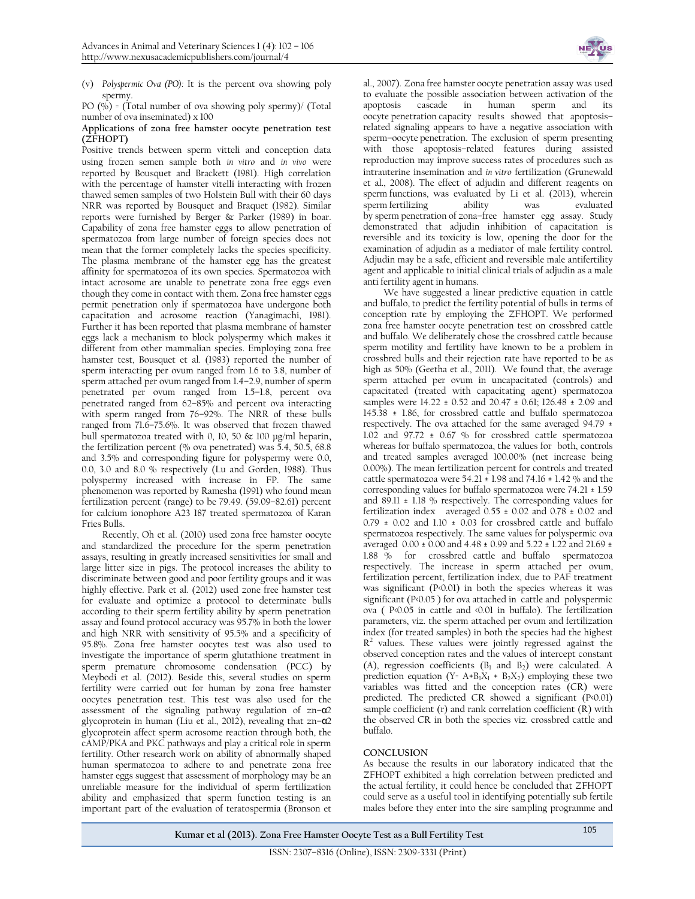(v) *Polyspermic Ova (PO):* It is the percent ova showing poly spermy.

PO (%) = (Total number of ova showing poly spermy)/ (Total number of ova inseminated) x 100

**Applications of zona free hamster oocyte penetration test (ZFHOPT)**

Positive trends between sperm vitteli and conception data using frozen semen sample both *in vitro* and *in vivo* were reported by Bousquet and Brackett (1981). High correlation with the percentage of hamster vitelli interacting with frozen thawed semen samples of two Holstein Bull with their 60 days NRR was reported by Bousquet and Braquet (1982). Similar reports were furnished by Berger & Parker (1989) in boar. Capability of zona free hamster eggs to allow penetration of spermatozoa from large number of foreign species does not mean that the former completely lacks the species specificity. The plasma membrane of the hamster egg has the greatest affinity for spermatozoa of its own species. Spermatozoa with intact acrosome are unable to penetrate zona free eggs even though they come in contact with them. Zona free hamster eggs permit penetration only if spermatozoa have undergone both capacitation and acrosome reaction (Yanagimachi, 1981). Further it has been reported that plasma membrane of hamster eggs lack a mechanism to block polyspermy which makes it different from other mammalian species. Employing zona free hamster test, Bousquet et al. (1983) reported the number of sperm interacting per ovum ranged from 1.6 to 3.8, number of sperm attached per ovum ranged from 1.4–2.9, number of sperm penetrated per ovum ranged from 1.5–1.8, percent ova penetrated ranged from 62–85% and percent ova interacting with sperm ranged from 76–92%. The NRR of these bulls ranged from 71.6–75.6%. It was observed that frozen thawed bull spermatozoa treated with 0, 10, 50 & 100 µg/ml heparin, the fertilization percent (% ova penetrated) was 5.4, 50.5, 68.8 and 3.5% and corresponding figure for polyspermy were 0.0, 0.0, 3.0 and 8.0 % respectively (Lu and Gorden, 1988). Thus polyspermy increased with increase in FP. The same phenomenon was reported by Ramesha (1991) who found mean fertilization percent (range) to be 79.49. (59.09–82.61) percent for calcium ionophore A23 187 treated spermatozoa of Karan Fries Bulls.

Recently, Oh et al. (2010) used zona free hamster oocyte and standardized the procedure for the sperm penetration assays, resulting in greatly increased sensitivities for small and large litter size in pigs. The protocol increases the ability to discriminate between good and poor fertility groups and it was highly effective. Park et al. (2012) used zone free hamster test for evaluate and optimize a protocol to determinate bulls according to their sperm fertility ability by sperm penetration assay and found protocol accuracy was 95.7% in both the lower and high NRR with sensitivity of 95.5% and a specificity of 95.8%. Zona free hamster oocytes test was also used to investigate the importance of sperm glutathione treatment in sperm premature chromosome condensation (PCC) by Meybodi et al. (2012). Beside this, several studies on sperm fertility were carried out for human by zona free hamster oocytes penetration test. This test was also used for the assessment of the signaling pathway regulation of zn–α2 glycoprotein in human (Liu et al., 2012), revealing that zn–α2 glycoprotein affect sperm acrosome reaction through both, the cAMP/PKA and PKC pathways and play a critical role in sperm fertility. Other research work on ability of abnormally shaped human spermatozoa to adhere to and penetrate zona free hamster eggs suggest that assessment of morphology may be an unreliable measure for the individual of sperm fertilization ability and emphasized that sperm function testing is an important part of the evaluation of teratospermia (Bronson et al., 2007). Zona free hamster oocyte penetration assay was used to evaluate the possible association between activation of the apoptosis cascade in human sperm and its oocyte penetration capacity results showed that apoptosis–related signaling appears to have a negative association with sperm–oocyte penetration. The exclusion of sperm presenting with those apoptosis–related features during assisted reproduction may improve success rates of procedures such as intrauterine insemination and *in vitro* fertilization (Grunewald et al., 2008). The effect of adjudin and different reagents on sperm functions, was evaluated by Li et al. (2013), wherein sperm fertilizing ability was evaluated by sperm penetration of zona–free hamster egg assay. Study demonstrated that adjudin inhibition of capacitation is reversible and its toxicity is low, opening the door for the examination of adjudin as a mediator of male fertility control. Adjudin may be a safe, efficient and reversible male antifertility agent and applicable to initial clinical trials of adjudin as a male anti fertility agent in humans.

We have suggested a linear predictive equation in cattle and buffalo, to predict the fertility potential of bulls in terms of conception rate by employing the ZFHOPT. We performed zona free hamster oocyte penetration test on crossbred cattle and buffalo. We deliberately chose the crossbred cattle because sperm motility and fertility have known to be a problem in crossbred bulls and their rejection rate have reported to be as high as 50% (Geetha et al., 2011). We found that, the average sperm attached per ovum in uncapacitated (controls) and capacitated (treated with capacitating agent) spermatozoa samples were 14.22 ± 0.52 and 20.47 ± 0.61; 126.48 ± 2.09 and 145.38 ± 1.86, for crossbred cattle and buffalo spermatozoa respectively. The ova attached for the same averaged 94.79 ± 1.02 and 97.72 ± 0.67 % for crossbred cattle spermatozoa whereas for buffalo spermatozoa, the values for both, controls and treated samples averaged 100.00% (net increase being 0.00%). The mean fertilization percent for controls and treated cattle spermatozoa were 54.21 ± 1.98 and 74.16 ± 1.42 % and the corresponding values for buffalo spermatozoa were 74.21 ± 1.59 and 89.11 ± 1.18 % respectively. The corresponding values for fertilization index averaged 0.55 ± 0.02 and 0.78 ± 0.02 and 0.79 ± 0.02 and 1.10 ± 0.03 for crossbred cattle and buffalo spermatozoa respectively. The same values for polyspermic ova averaged 0.00 ± 0.00 and 4.48 ± 0.99 and 5.22 ± 1.22 and 21.69 ± 1.88 % for crossbred cattle and buffalo spermatozoa respectively. The increase in sperm attached per ovum, fertilization percent, fertilization index, due to PAF treatment was significant ($P<0.01$) in both the species whereas it was significant ($P<0.05$ ) for ova attached in cattle and polyspermic ova ( $P<0.05$ in cattle and $<0.01$ in buffalo). The fertilization parameters, viz. the sperm attached per ovum and fertilization index (for treated samples) in both the species had the highest $R^2$ values. These values were jointly regressed against the observed conception rates and the values of intercept constant (A), regression coefficients ($B_1$ and $B_2$) were calculated. A prediction equation ($Y= A+B_1X_1 + B_2X_2$) employing these two variables was fitted and the conception rates (CR) were predicted. The predicted CR showed a significant ($P<0.01$) sample coefficient (r) and rank correlation coefficient (R) with the observed CR in both the species viz. crossbred cattle and buffalo.

## CONCLUSION

As because the results in our laboratory indicated that the ZFHOPT exhibited a high correlation between predicted and the actual fertility, it could hence be concluded that ZFHOPT could serve as a useful tool in identifying potentially sub fertile males before they enter into the sire sampling programme and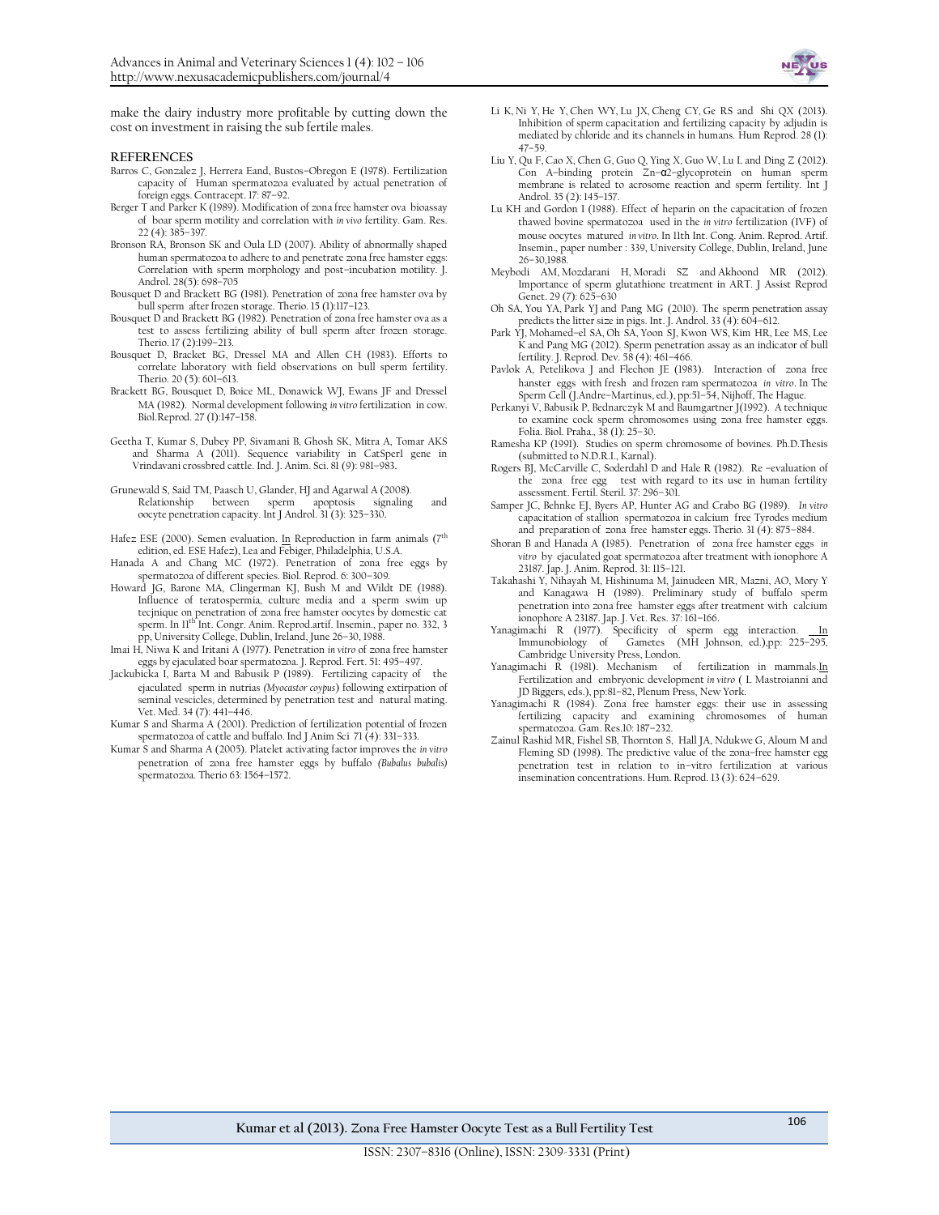make the dairy industry more profitable by cutting down the cost on investment in raising the sub fertile males.

## REFERENCES

Barros C, Gonzalez J, Herrera Eand, Bustos–Obregon E (1978). Fertilization capacity of Human spermatozoa evaluated by actual penetration of foreign eggs. Contracept. 17: 87–92.

Berger T and Parker K (1989). Modification of zona free hamster ova bioassay of boar sperm motility and correlation with *in vivo* fertility. Gam. Res. 22 (4): 385–397.

Bronson RA, Bronson SK and Oula LD (2007). Ability of abnormally shaped human spermatozoa to adhere to and penetrate zona free hamster eggs: Correlation with sperm morphology and post–incubation motility. J. Androl. 28(5): 698–705

Bousquet D and Brackett BG (1981). Penetration of zona free hamster ova by bull sperm after frozen storage. Therio. 15 (1):117–123.

Bousquet D and Brackett BG (1982). Penetration of zona free hamster ova as a test to assess fertilizing ability of bull sperm after frozen storage. Therio. 17 (2):199–213.

Bousquet D, Bracket BG, Dressel MA and Allen CH (1983). Efforts to correlate laboratory with field observations on bull sperm fertility. Therio. 20 (5): 601–613.

Brackett BG, Bousquet D, Boice ML, Donawick WJ, Ewans JF and Dressel MA (1982). Normal development following *in vitro* fertilization in cow. Biol.Reprod. 27 (1):147–158.

Geetha T, Kumar S, Dubey PP, Sivamani B, Ghosh SK, Mitra A, Tomar AKS and Sharma A (2011). Sequence variability in CatSper1 gene in Vrindavani crossbred cattle. Ind. J. Anim. Sci. 81 (9): 981–983.

Grunewald S, Said TM, Paasch U, Glander, HJ and Agarwal A (2008). Relationship between sperm apoptosis signaling and oocyte penetration capacity. Int J Androl. 31 (3): 325–330.

Hafez ESE (2000). Semen evaluation. In Reproduction in farm animals (7th edition, ed. ESE Hafez), Lea and Febiger, Philadelphia, U.S.A.

Hanada A and Chang MC (1972). Penetration of zona free eggs by spermatozoa of different species. Biol. Reprod. 6: 300–309.

Howard JG, Barone MA, Clingerman KJ, Bush M and Wildt DE (1988). Influence of teratospermia, culture media and a sperm swim up tecjnique on penetration of zona free hamster oocytes by domestic cat sperm. In 11th Int. Congr. Anim. Reprod.artif. Insemin., paper no. 332, 3 pp, University College, Dublin, Ireland, June 26–30, 1988.

Imai H, Niwa K and Iritani A (1977). Penetration *in vitro* of zona free hamster eggs by ejaculated boar spermatozoa. J. Reprod. Fert. 51: 495–497.

Jackubicka I, Barta M and Babusik P (1989). Fertilizing capacity of the ejaculated sperm in nutrias (*Myocastor coypus*) following extirpation of seminal vescicles, determined by penetration test and natural mating. Vet. Med. 34 (7): 441–446.

Kumar S and Sharma A (2001). Prediction of fertilization potential of frozen spermatozoa of cattle and buffalo. Ind J Anim Sci 71 (4): 331–333.

Kumar S and Sharma A (2005). Platelet activating factor improves the *in vitro* penetration of zona free hamster eggs by buffalo (*Bubalus bubalis*) spermatozoa. Therio 63: 1564–1572.

Li K, Ni Y, He Y, Chen WY, Lu JX, Cheng CY, Ge RS and Shi QX (2013). Inhibition of sperm capacitation and fertilizing capacity by adjudin is mediated by chloride and its channels in humans. Hum Reprod. 28 (1): 47–59.

Liu Y, Qu F, Cao X, Chen G, Guo Q, Ying X, Guo W, Lu L and Ding Z (2012). Con A–binding protein Zn–α2–glycoprotein on human sperm membrane is related to acrosome reaction and sperm fertility. Int J Androl. 35 (2): 145–157.

Lu KH and Gordon I (1988). Effect of heparin on the capacitation of frozen thawed bovine spermatozoa used in the *in vitro* fertilization (IVF) of mouse oocytes matured *in vitro*. In 11th Int. Cong. Anim. Reprod. Artif. Insemin., paper number : 339, University College, Dublin, Ireland, June 26–30,1988.

Meybodi AM, Mozdarani H, Moradi SZ and Akhoond MR (2012). Importance of sperm glutathione treatment in ART. J Assist Reprod Genet. 29 (7): 625–630

Oh SA, You YA, Park YJ and Pang MG (2010). The sperm penetration assay predicts the litter size in pigs. Int. J. Androl. 33 (4): 604–612.

Park YJ, Mohamed–el SA, Oh SA, Yoon SJ, Kwon WS, Kim HR, Lee MS, Lee K and Pang MG (2012). Sperm penetration assay as an indicator of bull fertility. J. Reprod. Dev. 58 (4): 461–466.

Pavlok A, Petelikova J and Flechon JE (1983). Interaction of zona free hanster eggs with fresh and frozen ram spermatozoa *in vitro*. In The Sperm Cell (J.Andre–Martinus, ed.), pp:51–54, Nijhoff, The Hague.

Perkanyi V, Babusik P, Bednarczyk M and Baumgartner J(1992). A technique to examine cock sperm chromosomes using zona free hamster eggs. Folia. Biol. Praha., 38 (1): 25–30.

Ramesha KP (1991). Studies on sperm chromosome of bovines. Ph.D.Thesis (submitted to N.D.R.I., Karnal).

Rogers BJ, McCarville C, Soderdahl D and Hale R (1982). Re –evaluation of the zona free egg test with regard to its use in human fertility assessment. Fertil. Steril. 37: 296–301.

Samper JC, Behnke EJ, Byers AP, Hunter AG and Crabo BG (1989). *In vitro* capacitation of stallion spermatozoa in calcium free Tyrodes medium and preparation of zona free hamster eggs. Therio. 31 (4): 875–884.

Shoran B and Hanada A (1985). Penetration of zona free hamster eggs *in vitro* by ejaculated goat spermatozoa after treatment with ionophore A 23187. Jap. J. Anim. Reprod. 31: 115–121.

Takahashi Y, Nihayah M, Hishinuma M, Jainudeen MR, Mazni, AO, Mory Y and Kanagawa H (1989). Preliminary study of buffalo sperm penetration into zona free hamster eggs after treatment with calcium ionophore A 23187. Jap. J. Vet. Res. 37: 161–166.

Yanagimachi R (1977). Specificity of sperm egg interaction. In Immunobiology of Gametes (MH Johnson, ed.),pp: 225–295, Cambridge University Press, London.

Yanagimachi R (1981). Mechanism of fertilization in mammals.In Fertilization and embryonic development *in vitro* ( L Mastroianni and JD Biggers, eds.), pp:81–82, Plenum Press, New York.

Yanagimachi R (1984). Zona free hamster eggs: their use in assessing fertilizing capacity and examining chromosomes of human spermatozoa. Gam. Res.10: 187–232.

Zainul Rashid MR, Fishel SB, Thornton S, Hall JA, Ndukwe G, Aloum M and Fleming SD (1998). The predictive value of the zona–free hamster egg penetration test in relation to in–vitro fertilization at various insemination concentrations. Hum. Reprod. 13 (3): 624–629.